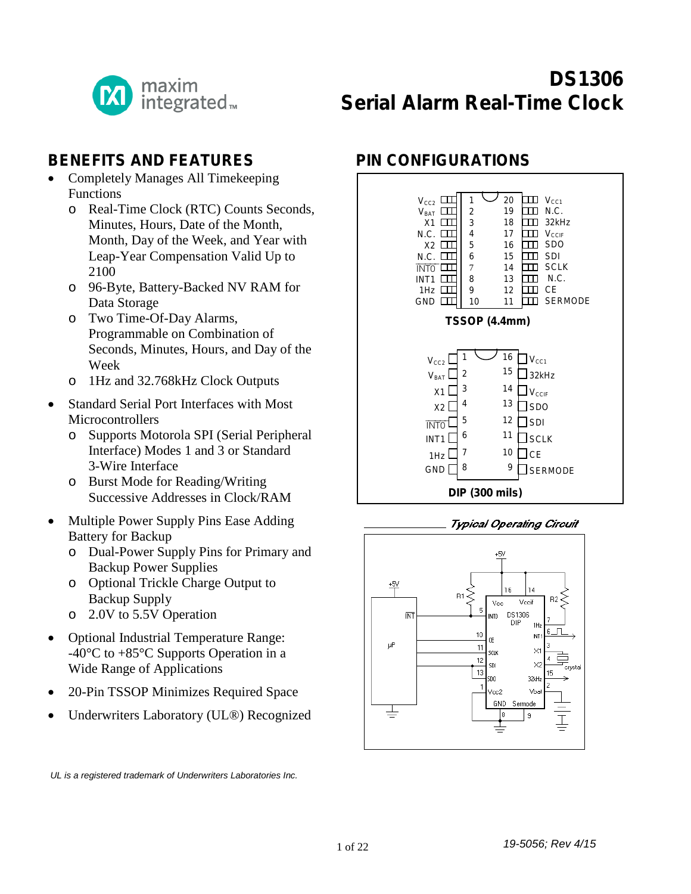# DS1306 Serial Alarm Real-Time Clock

## BENEFITS AND FEATURES

- Completely Manages All Timekeeping Functions
  - Real-Time Clock (RTC) Counts Seconds, Minutes, Hours, Date of the Month, Month, Day of the Week, and Year with Leap-Year Compensation Valid Up to 2100
  - 96-Byte, Battery-Backed NV RAM for Data Storage
  - Two Time-Of-Day Alarms, Programmable on Combination of Seconds, Minutes, Hours, and Day of the Week
  - 1Hz and 32.768kHz Clock Outputs
- Standard Serial Port Interfaces with Most Microcontrollers
  - Supports Motorola SPI (Serial Peripheral Interface) Modes 1 and 3 or Standard 3-Wire Interface
  - Burst Mode for Reading/Writing Successive Addresses in Clock/RAM
- Multiple Power Supply Pins Ease Adding Battery for Backup
  - Dual-Power Supply Pins for Primary and Backup Power Supplies
  - Optional Trickle Charge Output to Backup Supply
  - 2.0V to 5.5V Operation
- Optional Industrial Temperature Range: -40°C to +85°C Supports Operation in a Wide Range of Applications
- 20-Pin TSSOP Minimizes Required Space
- Underwriters Laboratory (UL®) Recognized

*UL is a registered trademark of Underwriters Laboratories Inc.*

## PIN CONFIGURATIONS

**TSSOP (4.4mm)**

| Pin | Name | Pin | Name |
|---|---|---|---|
| 1 | $V_{CC2}$ | 20 | $V_{CC1}$ |
| 2 | $V_{BAT}$ | 19 | N.C. |
| 3 | X1 | 18 | 32kHz |
| 4 | N.C. | 17 | $V_{CCIF}$ |
| 5 | X2 | 16 | SDO |
| 6 | N.C. | 15 | SDI |
| 7 | $\overline{INT0}$ | 14 | SCLK |
| 8 | INT1 | 13 | N.C. |
| 9 | 1Hz | 12 | CE |
| 10 | GND | 11 | SERMODE |

**DIP (300 mils)**

| Pin | Name | Pin | Name |
|---|---|---|---|
| 1 | $V_{CC2}$ | 16 | $V_{CC1}$ |
| 2 | $V_{BAT}$ | 15 | 32kHz |
| 3 | X1 | 14 | $V_{CCIF}$ |
| 4 | X2 | 13 | SDO |
| 5 | $\overline{INT0}$ | 12 | SDI |
| 6 | INT1 | 11 | SCLK |
| 7 | 1Hz | 10 | CE |
| 8 | GND | 9 | SERMODE |

*Typical Operating Circuit*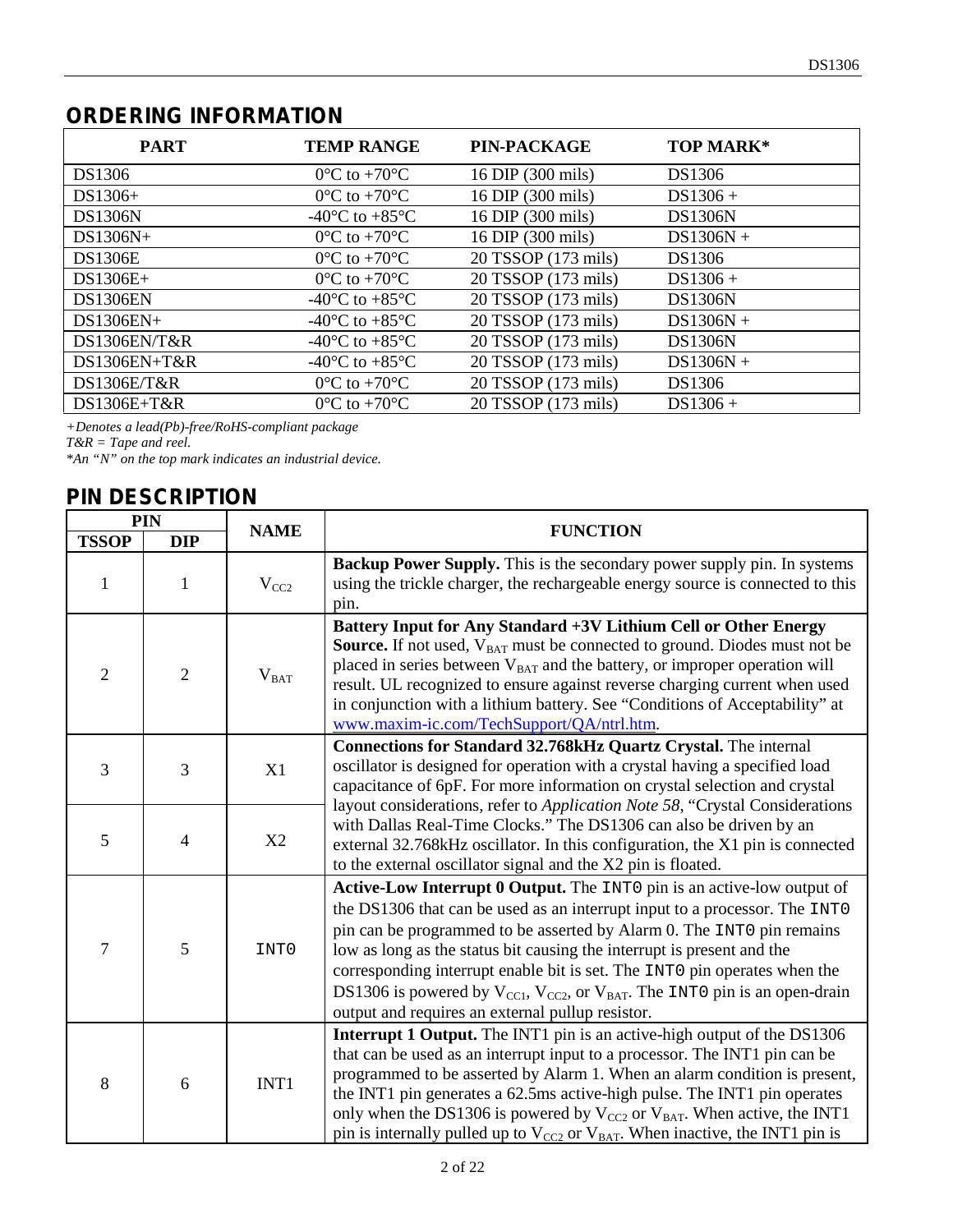## ORDERING INFORMATION

| PART | TEMP RANGE | PIN-PACKAGE | TOP MARK* |
|---|---|---|---|
| DS1306 | 0°C to +70°C | 16 DIP (300 mils) | DS1306 |
| DS1306+ | 0°C to +70°C | 16 DIP (300 mils) | DS1306 + |
| DS1306N | -40°C to +85°C | 16 DIP (300 mils) | DS1306N |
| DS1306N+ | 0°C to +70°C | 16 DIP (300 mils) | DS1306N + |
| DS1306E | 0°C to +70°C | 20 TSSOP (173 mils) | DS1306 |
| DS1306E+ | 0°C to +70°C | 20 TSSOP (173 mils) | DS1306 + |
| DS1306EN | -40°C to +85°C | 20 TSSOP (173 mils) | DS1306N |
| DS1306EN+ | -40°C to +85°C | 20 TSSOP (173 mils) | DS1306N + |
| DS1306EN/T&R | -40°C to +85°C | 20 TSSOP (173 mils) | DS1306N |
| DS1306EN+T&R | -40°C to +85°C | 20 TSSOP (173 mils) | DS1306N + |
| DS1306E/T&R | 0°C to +70°C | 20 TSSOP (173 mils) | DS1306 |
| DS1306E+T&R | 0°C to +70°C | 20 TSSOP (173 mils) | DS1306 + |

*+Denotes a lead(Pb)-free/RoHS-compliant package*
*T&R = Tape and reel.*
*\*An "N" on the top mark indicates an industrial device.*

## PIN DESCRIPTION

| PIN | | NAME | FUNCTION |
|---|---|---|---|
| TSSOP | DIP | | |
| 1 | 1 | $V_{CC2}$ | **Backup Power Supply.** This is the secondary power supply pin. In systems using the trickle charger, the rechargeable energy source is connected to this pin. |
| 2 | 2 | $V_{BAT}$ | **Battery Input for Any Standard +3V Lithium Cell or Other Energy Source.** If not used, $V_{BAT}$ must be connected to ground. Diodes must not be placed in series between $V_{BAT}$ and the battery, or improper operation will result. UL recognized to ensure against reverse charging current when used in conjunction with a lithium battery. See "Conditions of Acceptability" at www.maxim-ic.com/TechSupport/QA/ntrl.htm. |
| 3 | 3 | X1 | **Connections for Standard 32.768kHz Quartz Crystal.** The internal oscillator is designed for operation with a crystal having a specified load capacitance of 6pF. For more information on crystal selection and crystal layout considerations, refer to *Application Note 58*, "Crystal Considerations with Dallas Real-Time Clocks." The DS1306 can also be driven by an external 32.768kHz oscillator. In this configuration, the X1 pin is connected to the external oscillator signal and the X2 pin is floated. |
| 5 | 4 | X2 | |
| 7 | 5 | INT0 | **Active-Low Interrupt 0 Output.** The INT0 pin is an active-low output of the DS1306 that can be used as an interrupt input to a processor. The INT0 pin can be programmed to be asserted by Alarm 0. The INT0 pin remains low as long as the status bit causing the interrupt is present and the corresponding interrupt enable bit is set. The INT0 pin operates when the DS1306 is powered by $V_{CC1}$, $V_{CC2}$, or $V_{BAT}$. The INT0 pin is an open-drain output and requires an external pullup resistor. |
| 8 | 6 | INT1 | **Interrupt 1 Output.** The INT1 pin is an active-high output of the DS1306 that can be used as an interrupt input to a processor. The INT1 pin can be programmed to be asserted by Alarm 1. When an alarm condition is present, the INT1 pin generates a 62.5ms active-high pulse. The INT1 pin operates only when the DS1306 is powered by $V_{CC2}$ or $V_{BAT}$. When active, the INT1 pin is internally pulled up to $V_{CC2}$ or $V_{BAT}$. When inactive, the INT1 pin is |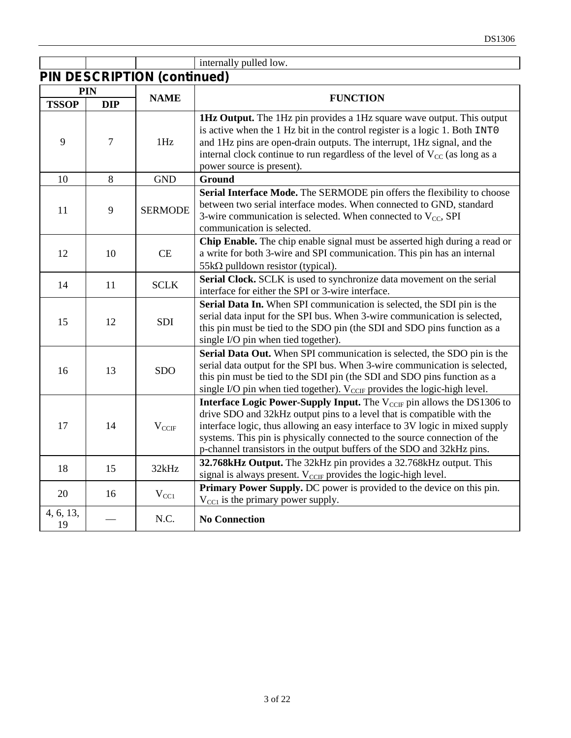| | | | internally pulled low. |
|---|---|---|---|

## PIN DESCRIPTION (continued)

| PIN | | NAME | FUNCTION |
|---|---|---|---|
| TSSOP | DIP | | |
| 9 | 7 | 1Hz | **1Hz Output.** The 1Hz pin provides a 1Hz square wave output. This output is active when the 1 Hz bit in the control register is a logic 1. Both INT0 and 1Hz pins are open-drain outputs. The interrupt, 1Hz signal, and the internal clock continue to run regardless of the level of $V_{CC}$ (as long as a power source is present). |
| 10 | 8 | GND | **Ground** |
| 11 | 9 | SERMODE | **Serial Interface Mode.** The SERMODE pin offers the flexibility to choose between two serial interface modes. When connected to GND, standard 3-wire communication is selected. When connected to $V_{CC}$, SPI communication is selected. |
| 12 | 10 | CE | **Chip Enable.** The chip enable signal must be asserted high during a read or a write for both 3-wire and SPI communication. This pin has an internal 55kΩ pulldown resistor (typical). |
| 14 | 11 | SCLK | **Serial Clock.** SCLK is used to synchronize data movement on the serial interface for either the SPI or 3-wire interface. |
| 15 | 12 | SDI | **Serial Data In.** When SPI communication is selected, the SDI pin is the serial data input for the SPI bus. When 3-wire communication is selected, this pin must be tied to the SDO pin (the SDI and SDO pins function as a single I/O pin when tied together). |
| 16 | 13 | SDO | **Serial Data Out.** When SPI communication is selected, the SDO pin is the serial data output for the SPI bus. When 3-wire communication is selected, this pin must be tied to the SDI pin (the SDI and SDO pins function as a single I/O pin when tied together). $V_{CCIF}$ provides the logic-high level. |
| 17 | 14 | $V_{CCIF}$ | **Interface Logic Power-Supply Input.** The $V_{CCIF}$ pin allows the DS1306 to drive SDO and 32kHz output pins to a level that is compatible with the interface logic, thus allowing an easy interface to 3V logic in mixed supply systems. This pin is physically connected to the source connection of the p-channel transistors in the output buffers of the SDO and 32kHz pins. |
| 18 | 15 | 32kHz | **32.768kHz Output.** The 32kHz pin provides a 32.768kHz output. This signal is always present. $V_{CCIF}$ provides the logic-high level. |
| 20 | 16 | $V_{CC1}$ | **Primary Power Supply.** DC power is provided to the device on this pin. $V_{CC1}$ is the primary power supply. |
| 4, 6, 13, 19 | — | N.C. | **No Connection** |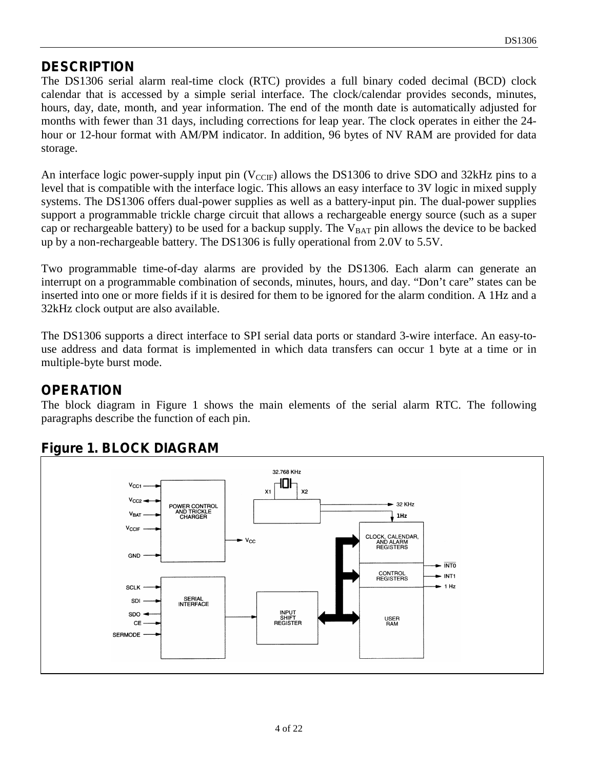## DESCRIPTION

The DS1306 serial alarm real-time clock (RTC) provides a full binary coded decimal (BCD) clock calendar that is accessed by a simple serial interface. The clock/calendar provides seconds, minutes, hours, day, date, month, and year information. The end of the month date is automatically adjusted for months with fewer than 31 days, including corrections for leap year. The clock operates in either the 24-hour or 12-hour format with AM/PM indicator. In addition, 96 bytes of NV RAM are provided for data storage.

An interface logic power-supply input pin ($V_{CCIF}$) allows the DS1306 to drive SDO and 32kHz pins to a level that is compatible with the interface logic. This allows an easy interface to 3V logic in mixed supply systems. The DS1306 offers dual-power supplies as well as a battery-input pin. The dual-power supplies support a programmable trickle charge circuit that allows a rechargeable energy source (such as a super cap or rechargeable battery) to be used for a backup supply. The $V_{BAT}$ pin allows the device to be backed up by a non-rechargeable battery. The DS1306 is fully operational from 2.0V to 5.5V.

Two programmable time-of-day alarms are provided by the DS1306. Each alarm can generate an interrupt on a programmable combination of seconds, minutes, hours, and day. "Don't care" states can be inserted into one or more fields if it is desired for them to be ignored for the alarm condition. A 1Hz and a 32kHz clock output are also available.

The DS1306 supports a direct interface to SPI serial data ports or standard 3-wire interface. An easy-to-use address and data format is implemented in which data transfers can occur 1 byte at a time or in multiple-byte burst mode.

## OPERATION

The block diagram in Figure 1 shows the main elements of the serial alarm RTC. The following paragraphs describe the function of each pin.

## Figure 1. BLOCK DIAGRAM

32.768 KHz, X1, X2, 32 KHz, 1Hz, $V_{CC1}$, $V_{CC2}$, $V_{BAT}$, $V_{CCIF}$, GND, POWER CONTROL AND TRICKLE CHARGER, $V_{CC}$, CLOCK, CALENDAR, AND ALARM REGISTERS, CONTROL REGISTERS, USER RAM, $\overline{INT0}$, INT1, 1 Hz, SCLK, SDI, SDO, CE, SERMODE, SERIAL INTERFACE, INPUT SHIFT REGISTER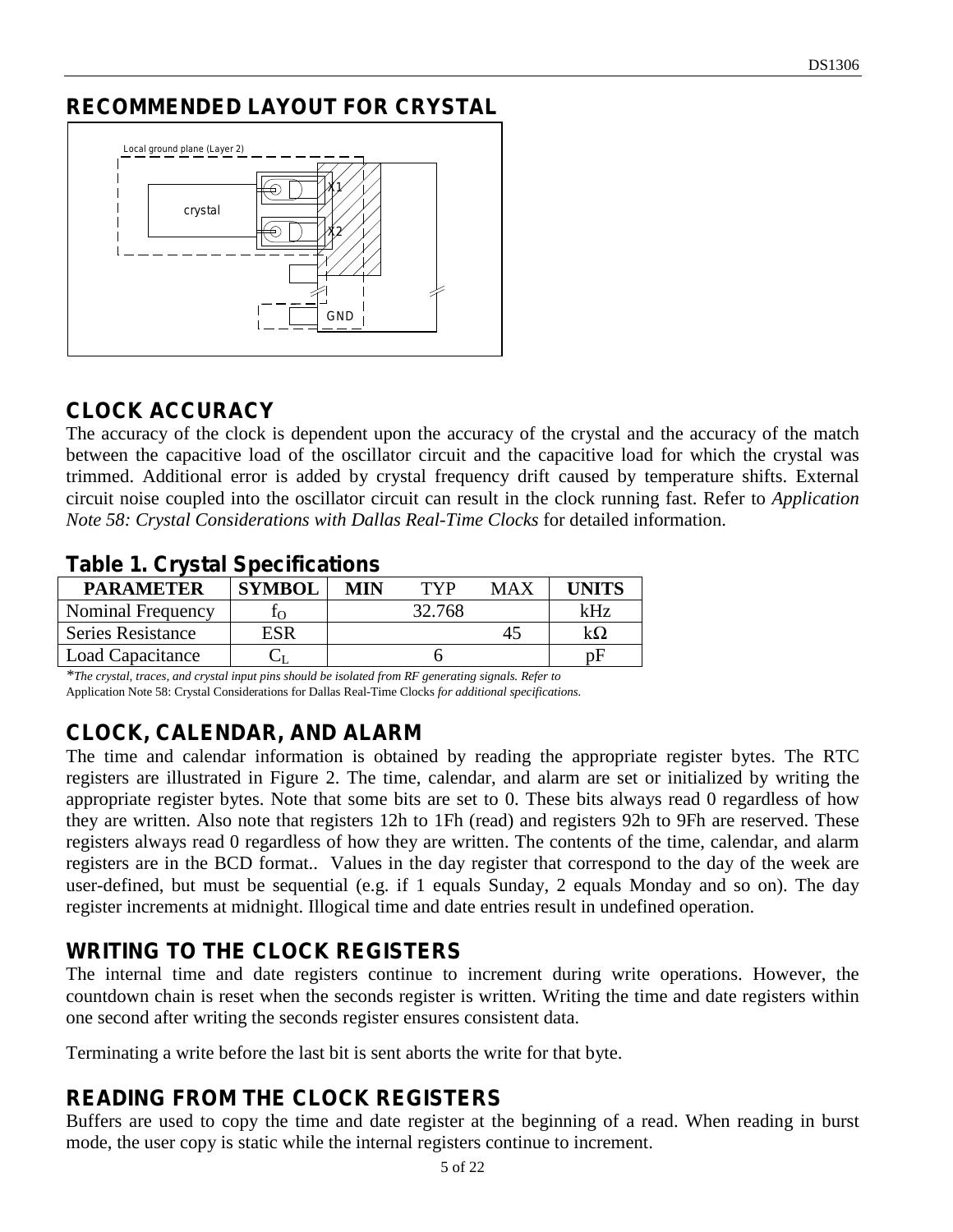## RECOMMENDED LAYOUT FOR CRYSTAL

## CLOCK ACCURACY

The accuracy of the clock is dependent upon the accuracy of the crystal and the accuracy of the match between the capacitive load of the oscillator circuit and the capacitive load for which the crystal was trimmed. Additional error is added by crystal frequency drift caused by temperature shifts. External circuit noise coupled into the oscillator circuit can result in the clock running fast. Refer to *Application Note 58: Crystal Considerations with Dallas Real-Time Clocks* for detailed information.

### Table 1. Crystal Specifications

| PARAMETER | SYMBOL | MIN | TYP | MAX | UNITS |
|---|---|---|---|---|---|
| Nominal Frequency | $f_O$ | | 32.768 | | kHz |
| Series Resistance | ESR | | | 45 | kΩ |
| Load Capacitance | $C_L$ | | 6 | | pF |

*\*The crystal, traces, and crystal input pins should be isolated from RF generating signals. Refer to* Application Note 58: Crystal Considerations for Dallas Real-Time Clocks *for additional specifications.*

## CLOCK, CALENDAR, AND ALARM

The time and calendar information is obtained by reading the appropriate register bytes. The RTC registers are illustrated in Figure 2. The time, calendar, and alarm are set or initialized by writing the appropriate register bytes. Note that some bits are set to 0. These bits always read 0 regardless of how they are written. Also note that registers 12h to 1Fh (read) and registers 92h to 9Fh are reserved. These registers always read 0 regardless of how they are written. The contents of the time, calendar, and alarm registers are in the BCD format.. Values in the day register that correspond to the day of the week are user-defined, but must be sequential (e.g. if 1 equals Sunday, 2 equals Monday and so on). The day register increments at midnight. Illogical time and date entries result in undefined operation.

## WRITING TO THE CLOCK REGISTERS

The internal time and date registers continue to increment during write operations. However, the countdown chain is reset when the seconds register is written. Writing the time and date registers within one second after writing the seconds register ensures consistent data.

Terminating a write before the last bit is sent aborts the write for that byte.

## READING FROM THE CLOCK REGISTERS

Buffers are used to copy the time and date register at the beginning of a read. When reading in burst mode, the user copy is static while the internal registers continue to increment.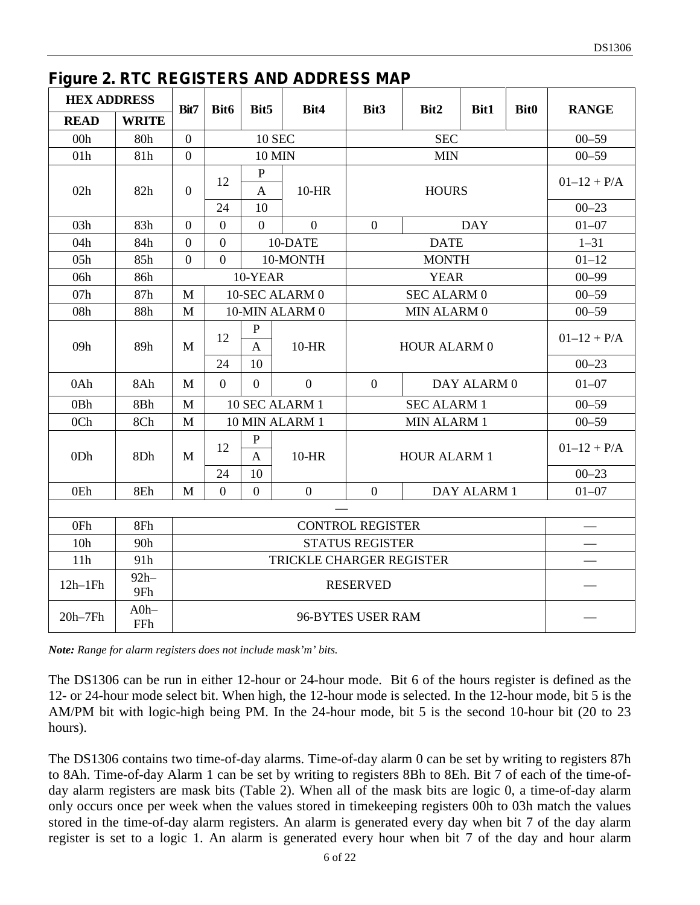## Figure 2. RTC REGISTERS AND ADDRESS MAP

| HEX ADDRESS | | Bit7 | Bit6 | Bit5 | Bit4 | Bit3 | Bit2 | Bit1 | Bit0 | RANGE |
|---|---|---|---|---|---|---|---|---|---|---|
| READ | WRITE | | | | | | | | | |
| 00h | 80h | 0 | 10 SEC | | | SEC | | | | 00–59 |
| 01h | 81h | 0 | 10 MIN | | | MIN | | | | 00–59 |
| 02h | 82h | 0 | 12 | P/A | 10-HR | HOURS | | | | 01–12 + P/A |
| | | | 24 | 10 | | | | | | 00–23 |
| 03h | 83h | 0 | 0 | 0 | 0 | 0 | DAY | | | 01–07 |
| 04h | 84h | 0 | 0 | 10-DATE | | DATE | | | | 1–31 |
| 05h | 85h | 0 | 0 | 10-MONTH | | MONTH | | | | 01–12 |
| 06h | 86h | 10-YEAR | | | | YEAR | | | | 00–99 |
| 07h | 87h | M | 10-SEC ALARM 0 | | | SEC ALARM 0 | | | | 00–59 |
| 08h | 88h | M | 10-MIN ALARM 0 | | | MIN ALARM 0 | | | | 00–59 |
| 09h | 89h | M | 12 | P/A | 10-HR | HOUR ALARM 0 | | | | 01–12 + P/A |
| | | | 24 | 10 | | | | | | 00–23 |
| 0Ah | 8Ah | M | 0 | 0 | 0 | 0 | DAY ALARM 0 | | | 01–07 |
| 0Bh | 8Bh | M | 10 SEC ALARM 1 | | | SEC ALARM 1 | | | | 00–59 |
| 0Ch | 8Ch | M | 10 MIN ALARM 1 | | | MIN ALARM 1 | | | | 00–59 |
| 0Dh | 8Dh | M | 12 | P/A | 10-HR | HOUR ALARM 1 | | | | 01–12 + P/A |
| | | | 24 | 10 | | | | | | 00–23 |
| 0Eh | 8Eh | M | 0 | 0 | 0 | 0 | DAY ALARM 1 | | | 01–07 |
| — | | | | | | | | | | |
| 0Fh | 8Fh | CONTROL REGISTER | | | | | | | | — |
| 10h | 90h | STATUS REGISTER | | | | | | | | — |
| 11h | 91h | TRICKLE CHARGER REGISTER | | | | | | | | — |
| 12h–1Fh | 92h–9Fh | RESERVED | | | | | | | | — |
| 20h–7Fh | A0h–FFh | 96-BYTES USER RAM | | | | | | | | — |

***Note:** Range for alarm registers does not include mask'm' bits.*

The DS1306 can be run in either 12-hour or 24-hour mode. Bit 6 of the hours register is defined as the 12- or 24-hour mode select bit. When high, the 12-hour mode is selected. In the 12-hour mode, bit 5 is the AM/PM bit with logic-high being PM. In the 24-hour mode, bit 5 is the second 10-hour bit (20 to 23 hours).

The DS1306 contains two time-of-day alarms. Time-of-day alarm 0 can be set by writing to registers 87h to 8Ah. Time-of-day Alarm 1 can be set by writing to registers 8Bh to 8Eh. Bit 7 of each of the time-of-day alarm registers are mask bits (Table 2). When all of the mask bits are logic 0, a time-of-day alarm only occurs once per week when the values stored in timekeeping registers 00h to 03h match the values stored in the time-of-day alarm registers. An alarm is generated every day when bit 7 of the day alarm register is set to a logic 1. An alarm is generated every hour when bit 7 of the day and hour alarm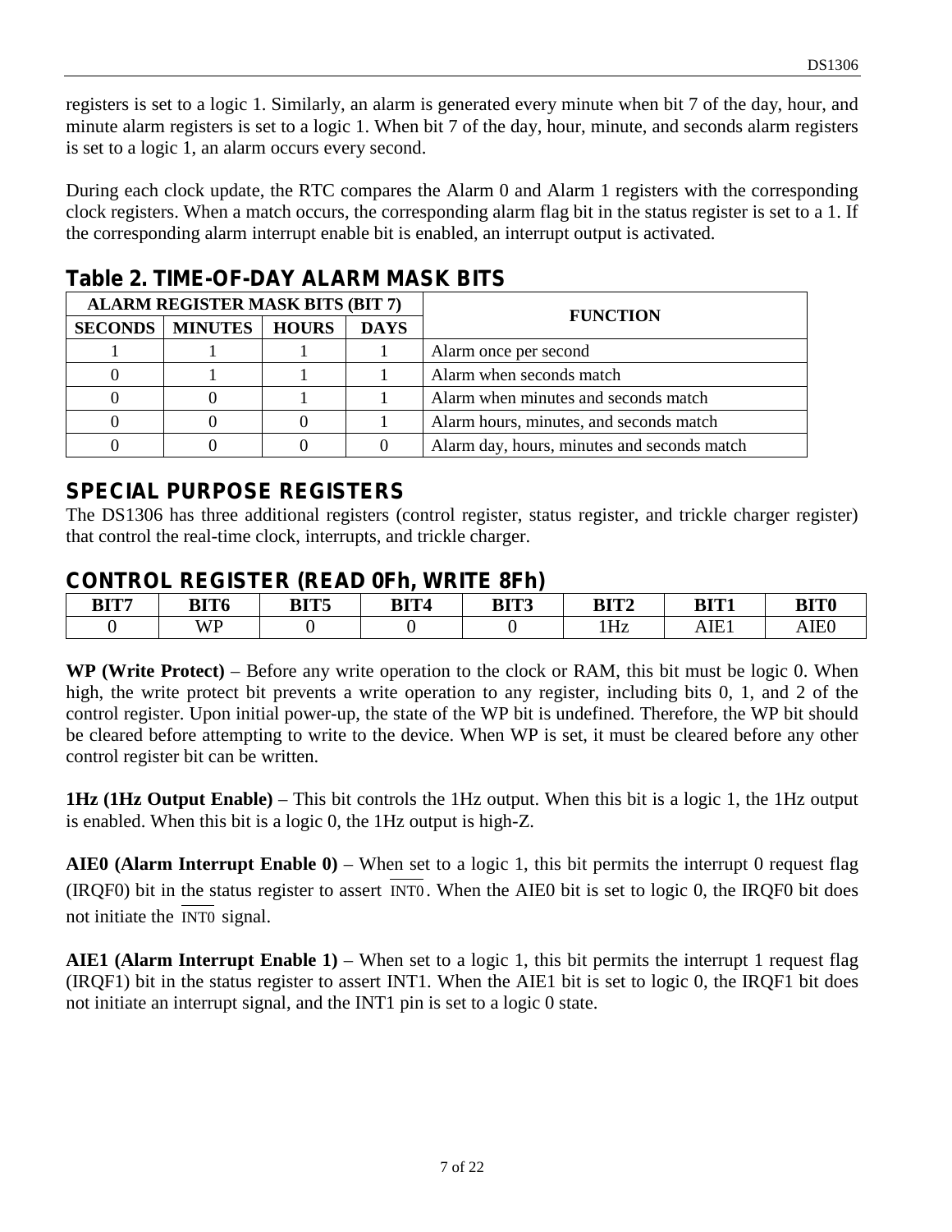registers is set to a logic 1. Similarly, an alarm is generated every minute when bit 7 of the day, hour, and minute alarm registers is set to a logic 1. When bit 7 of the day, hour, minute, and seconds alarm registers is set to a logic 1, an alarm occurs every second.

During each clock update, the RTC compares the Alarm 0 and Alarm 1 registers with the corresponding clock registers. When a match occurs, the corresponding alarm flag bit in the status register is set to a 1. If the corresponding alarm interrupt enable bit is enabled, an interrupt output is activated.

## Table 2. TIME-OF-DAY ALARM MASK BITS

| ALARM REGISTER MASK BITS (BIT 7) | | | | FUNCTION |
|---|---|---|---|---|
| **SECONDS** | **MINUTES** | **HOURS** | **DAYS** | |
| 1 | 1 | 1 | 1 | Alarm once per second |
| 0 | 1 | 1 | 1 | Alarm when seconds match |
| 0 | 0 | 1 | 1 | Alarm when minutes and seconds match |
| 0 | 0 | 0 | 1 | Alarm hours, minutes, and seconds match |
| 0 | 0 | 0 | 0 | Alarm day, hours, minutes and seconds match |

## SPECIAL PURPOSE REGISTERS

The DS1306 has three additional registers (control register, status register, and trickle charger register) that control the real-time clock, interrupts, and trickle charger.

## CONTROL REGISTER (READ 0Fh, WRITE 8Fh)

| BIT7 | BIT6 | BIT5 | BIT4 | BIT3 | BIT2 | BIT1 | BIT0 |
|---|---|---|---|---|---|---|---|
| 0 | WP | 0 | 0 | 0 | 1Hz | AIE1 | AIE0 |

**WP (Write Protect)** – Before any write operation to the clock or RAM, this bit must be logic 0. When high, the write protect bit prevents a write operation to any register, including bits 0, 1, and 2 of the control register. Upon initial power-up, the state of the WP bit is undefined. Therefore, the WP bit should be cleared before attempting to write to the device. When WP is set, it must be cleared before any other control register bit can be written.

**1Hz (1Hz Output Enable)** – This bit controls the 1Hz output. When this bit is a logic 1, the 1Hz output is enabled. When this bit is a logic 0, the 1Hz output is high-Z.

**AIE0 (Alarm Interrupt Enable 0)** – When set to a logic 1, this bit permits the interrupt 0 request flag (IRQF0) bit in the status register to assert $\overline{\text{INT0}}$. When the AIE0 bit is set to logic 0, the IRQF0 bit does not initiate the $\overline{\text{INT0}}$ signal.

**AIE1 (Alarm Interrupt Enable 1)** – When set to a logic 1, this bit permits the interrupt 1 request flag (IRQF1) bit in the status register to assert INT1. When the AIE1 bit is set to logic 0, the IRQF1 bit does not initiate an interrupt signal, and the INT1 pin is set to a logic 0 state.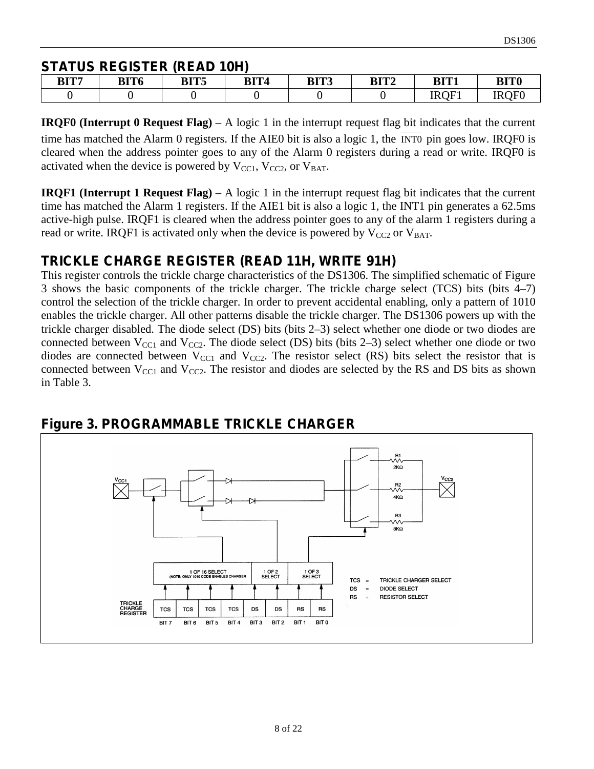## STATUS REGISTER (READ 10H)

| BIT7 | BIT6 | BIT5 | BIT4 | BIT3 | BIT2 | BIT1 | BIT0 |
|---|---|---|---|---|---|---|---|
| 0 | 0 | 0 | 0 | 0 | 0 | IRQF1 | IRQF0 |

**IRQF0 (Interrupt 0 Request Flag)** – A logic 1 in the interrupt request flag bit indicates that the current time has matched the Alarm 0 registers. If the AIE0 bit is also a logic 1, the $\overline{\text{INT0}}$ pin goes low. IRQF0 is cleared when the address pointer goes to any of the Alarm 0 registers during a read or write. IRQF0 is activated when the device is powered by $V_{CC1}$, $V_{CC2}$, or $V_{BAT}$.

**IRQF1 (Interrupt 1 Request Flag)** – A logic 1 in the interrupt request flag bit indicates that the current time has matched the Alarm 1 registers. If the AIE1 bit is also a logic 1, the INT1 pin generates a 62.5ms active-high pulse. IRQF1 is cleared when the address pointer goes to any of the alarm 1 registers during a read or write. IRQF1 is activated only when the device is powered by $V_{CC2}$ or $V_{BAT}$.

## TRICKLE CHARGE REGISTER (READ 11H, WRITE 91H)

This register controls the trickle charge characteristics of the DS1306. The simplified schematic of Figure 3 shows the basic components of the trickle charger. The trickle charge select (TCS) bits (bits 4–7) control the selection of the trickle charger. In order to prevent accidental enabling, only a pattern of 1010 enables the trickle charger. All other patterns disable the trickle charger. The DS1306 powers up with the trickle charger disabled. The diode select (DS) bits (bits 2–3) select whether one diode or two diodes are connected between $V_{CC1}$ and $V_{CC2}$. The diode select (DS) bits (bits 2–3) select whether one diode or two diodes are connected between $V_{CC1}$ and $V_{CC2}$. The resistor select (RS) bits select the resistor that is connected between $V_{CC1}$ and $V_{CC2}$. The resistor and diodes are selected by the RS and DS bits as shown in Table 3.

## Figure 3. PROGRAMMABLE TRICKLE CHARGER

R1 2KΩ, R2 4KΩ, R3 8KΩ

$V_{CC1}$ — $V_{CC2}$

1 OF 16 SELECT (NOTE: ONLY 1010 CODE ENABLES CHARGER) | 1 OF 2 SELECT | 1 OF 3 SELECT

TRICKLE CHARGE REGISTER

| TCS | TCS | TCS | TCS | DS | DS | RS | RS |
|---|---|---|---|---|---|---|---|
| BIT 7 | BIT 6 | BIT 5 | BIT 4 | BIT 3 | BIT 2 | BIT 1 | BIT 0 |

TCS = TRICKLE CHARGER SELECT
DS = DIODE SELECT
RS = RESISTOR SELECT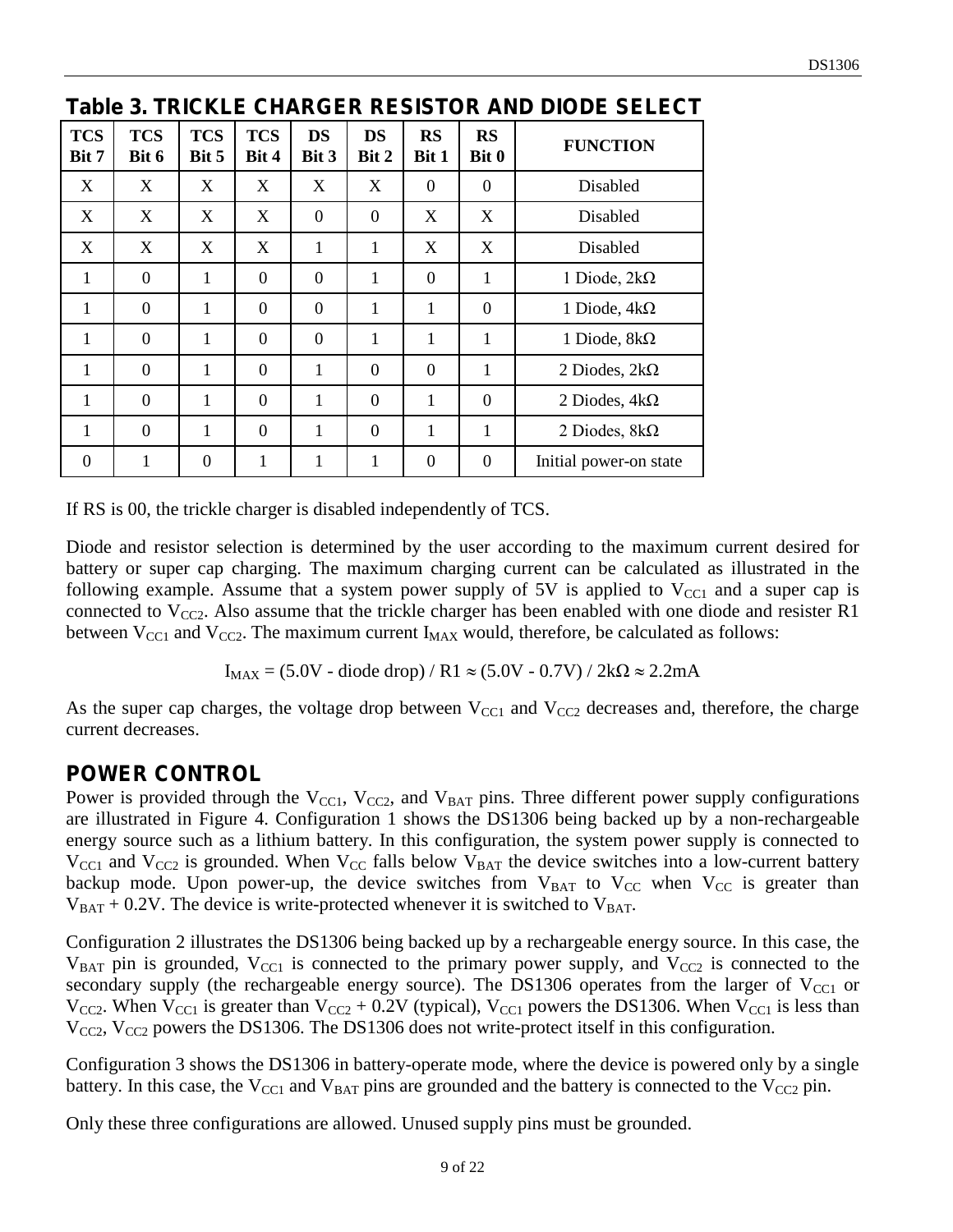## Table 3. TRICKLE CHARGER RESISTOR AND DIODE SELECT

| TCS Bit 7 | TCS Bit 6 | TCS Bit 5 | TCS Bit 4 | DS Bit 3 | DS Bit 2 | RS Bit 1 | RS Bit 0 | FUNCTION |
|---|---|---|---|---|---|---|---|---|
| X | X | X | X | X | X | 0 | 0 | Disabled |
| X | X | X | X | 0 | 0 | X | X | Disabled |
| X | X | X | X | 1 | 1 | X | X | Disabled |
| 1 | 0 | 1 | 0 | 0 | 1 | 0 | 1 | 1 Diode, 2kΩ |
| 1 | 0 | 1 | 0 | 0 | 1 | 1 | 0 | 1 Diode, 4kΩ |
| 1 | 0 | 1 | 0 | 0 | 1 | 1 | 1 | 1 Diode, 8kΩ |
| 1 | 0 | 1 | 0 | 1 | 0 | 0 | 1 | 2 Diodes, 2kΩ |
| 1 | 0 | 1 | 0 | 1 | 0 | 1 | 0 | 2 Diodes, 4kΩ |
| 1 | 0 | 1 | 0 | 1 | 0 | 1 | 1 | 2 Diodes, 8kΩ |
| 0 | 1 | 0 | 1 | 1 | 1 | 0 | 0 | Initial power-on state |

If RS is 00, the trickle charger is disabled independently of TCS.

Diode and resistor selection is determined by the user according to the maximum current desired for battery or super cap charging. The maximum charging current can be calculated as illustrated in the following example. Assume that a system power supply of 5V is applied to $V_{CC1}$ and a super cap is connected to $V_{CC2}$. Also assume that the trickle charger has been enabled with one diode and resister R1 between $V_{CC1}$ and $V_{CC2}$. The maximum current $I_{MAX}$ would, therefore, be calculated as follows:

$$I_{MAX} = (5.0\text{V} - \text{diode drop}) / R1 \approx (5.0\text{V} - 0.7\text{V}) / 2\text{k}\Omega \approx 2.2\text{mA}$$

As the super cap charges, the voltage drop between $V_{CC1}$ and $V_{CC2}$ decreases and, therefore, the charge current decreases.

## POWER CONTROL

Power is provided through the $V_{CC1}$, $V_{CC2}$, and $V_{BAT}$ pins. Three different power supply configurations are illustrated in Figure 4. Configuration 1 shows the DS1306 being backed up by a non-rechargeable energy source such as a lithium battery. In this configuration, the system power supply is connected to $V_{CC1}$ and $V_{CC2}$ is grounded. When $V_{CC}$ falls below $V_{BAT}$ the device switches into a low-current battery backup mode. Upon power-up, the device switches from $V_{BAT}$ to $V_{CC}$ when $V_{CC}$ is greater than $V_{BAT}$ + 0.2V. The device is write-protected whenever it is switched to $V_{BAT}$.

Configuration 2 illustrates the DS1306 being backed up by a rechargeable energy source. In this case, the $V_{BAT}$ pin is grounded, $V_{CC1}$ is connected to the primary power supply, and $V_{CC2}$ is connected to the secondary supply (the rechargeable energy source). The DS1306 operates from the larger of $V_{CC1}$ or $V_{CC2}$. When $V_{CC1}$ is greater than $V_{CC2}$ + 0.2V (typical), $V_{CC1}$ powers the DS1306. When $V_{CC1}$ is less than $V_{CC2}$, $V_{CC2}$ powers the DS1306. The DS1306 does not write-protect itself in this configuration.

Configuration 3 shows the DS1306 in battery-operate mode, where the device is powered only by a single battery. In this case, the $V_{CC1}$ and $V_{BAT}$ pins are grounded and the battery is connected to the $V_{CC2}$ pin.

Only these three configurations are allowed. Unused supply pins must be grounded.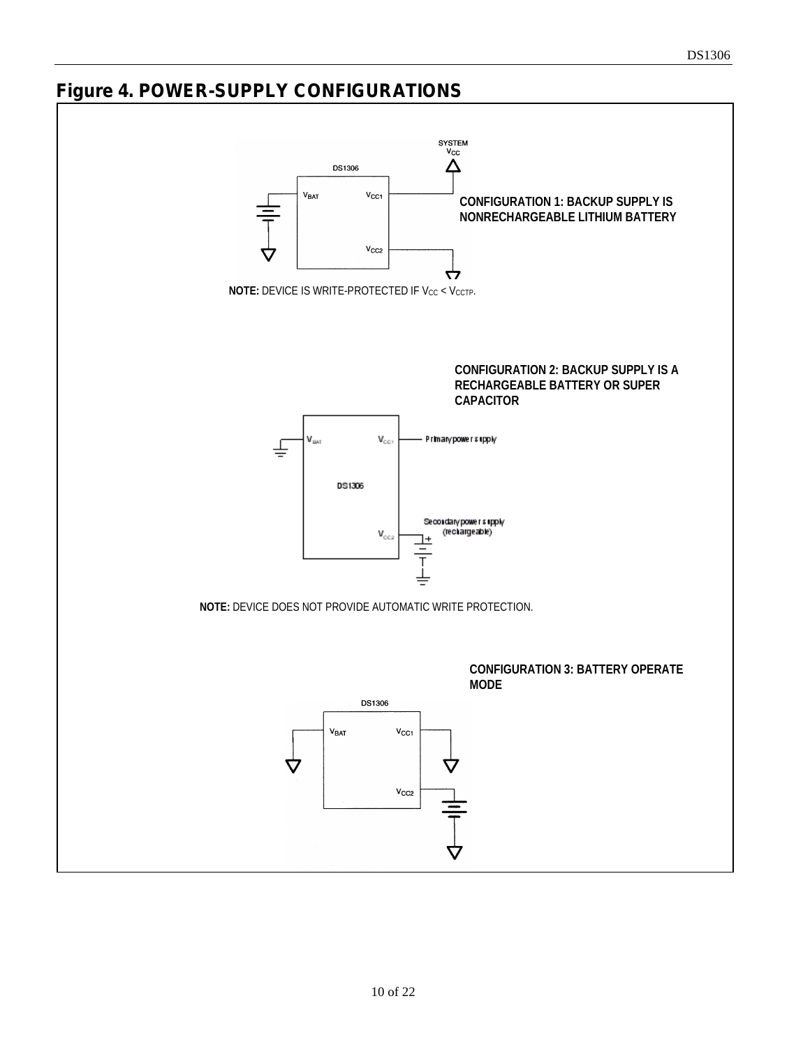## Figure 4. POWER-SUPPLY CONFIGURATIONS

SYSTEM $V_{CC}$

DS1306

$V_{BAT}$ $V_{CC1}$

$V_{CC2}$

**CONFIGURATION 1: BACKUP SUPPLY IS NONRECHARGEABLE LITHIUM BATTERY**

**NOTE:** DEVICE IS WRITE-PROTECTED IF $V_{CC} < V_{CCTP}$.

**CONFIGURATION 2: BACKUP SUPPLY IS A RECHARGEABLE BATTERY OR SUPER CAPACITOR**

$V_{BAT}$ $V_{CC1}$ Primary power supply

DS1306

$V_{CC2}$ Secondary power supply (rechargeable)

**NOTE:** DEVICE DOES NOT PROVIDE AUTOMATIC WRITE PROTECTION.

**CONFIGURATION 3: BATTERY OPERATE MODE**

DS1306

$V_{BAT}$ $V_{CC1}$

$V_{CC2}$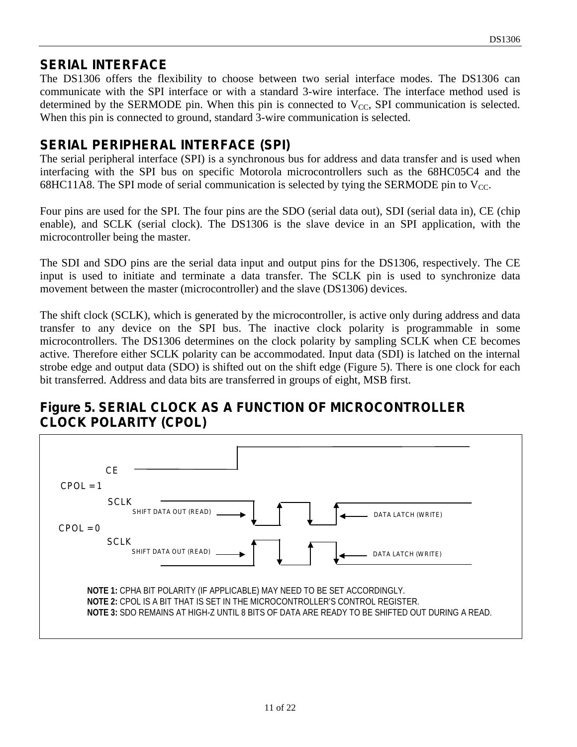## SERIAL INTERFACE

The DS1306 offers the flexibility to choose between two serial interface modes. The DS1306 can communicate with the SPI interface or with a standard 3-wire interface. The interface method used is determined by the SERMODE pin. When this pin is connected to $V_{CC}$, SPI communication is selected. When this pin is connected to ground, standard 3-wire communication is selected.

## SERIAL PERIPHERAL INTERFACE (SPI)

The serial peripheral interface (SPI) is a synchronous bus for address and data transfer and is used when interfacing with the SPI bus on specific Motorola microcontrollers such as the 68HC05C4 and the 68HC11A8. The SPI mode of serial communication is selected by tying the SERMODE pin to $V_{CC}$.

Four pins are used for the SPI. The four pins are the SDO (serial data out), SDI (serial data in), CE (chip enable), and SCLK (serial clock). The DS1306 is the slave device in an SPI application, with the microcontroller being the master.

The SDI and SDO pins are the serial data input and output pins for the DS1306, respectively. The CE input is used to initiate and terminate a data transfer. The SCLK pin is used to synchronize data movement between the master (microcontroller) and the slave (DS1306) devices.

The shift clock (SCLK), which is generated by the microcontroller, is active only during address and data transfer to any device on the SPI bus. The inactive clock polarity is programmable in some microcontrollers. The DS1306 determines on the clock polarity by sampling SCLK when CE becomes active. Therefore either SCLK polarity can be accommodated. Input data (SDI) is latched on the internal strobe edge and output data (SDO) is shifted out on the shift edge (Figure 5). There is one clock for each bit transferred. Address and data bits are transferred in groups of eight, MSB first.

## Figure 5. SERIAL CLOCK AS A FUNCTION OF MICROCONTROLLER CLOCK POLARITY (CPOL)

CE

CPOL = 1

SCLK

SHIFT DATA OUT (READ) — DATA LATCH (WRITE)

CPOL = 0

SCLK

SHIFT DATA OUT (READ) — DATA LATCH (WRITE)

**NOTE 1:** CPHA BIT POLARITY (IF APPLICABLE) MAY NEED TO BE SET ACCORDINGLY.
**NOTE 2:** CPOL IS A BIT THAT IS SET IN THE MICROCONTROLLER'S CONTROL REGISTER.
**NOTE 3:** SDO REMAINS AT HIGH-Z UNTIL 8 BITS OF DATA ARE READY TO BE SHIFTED OUT DURING A READ.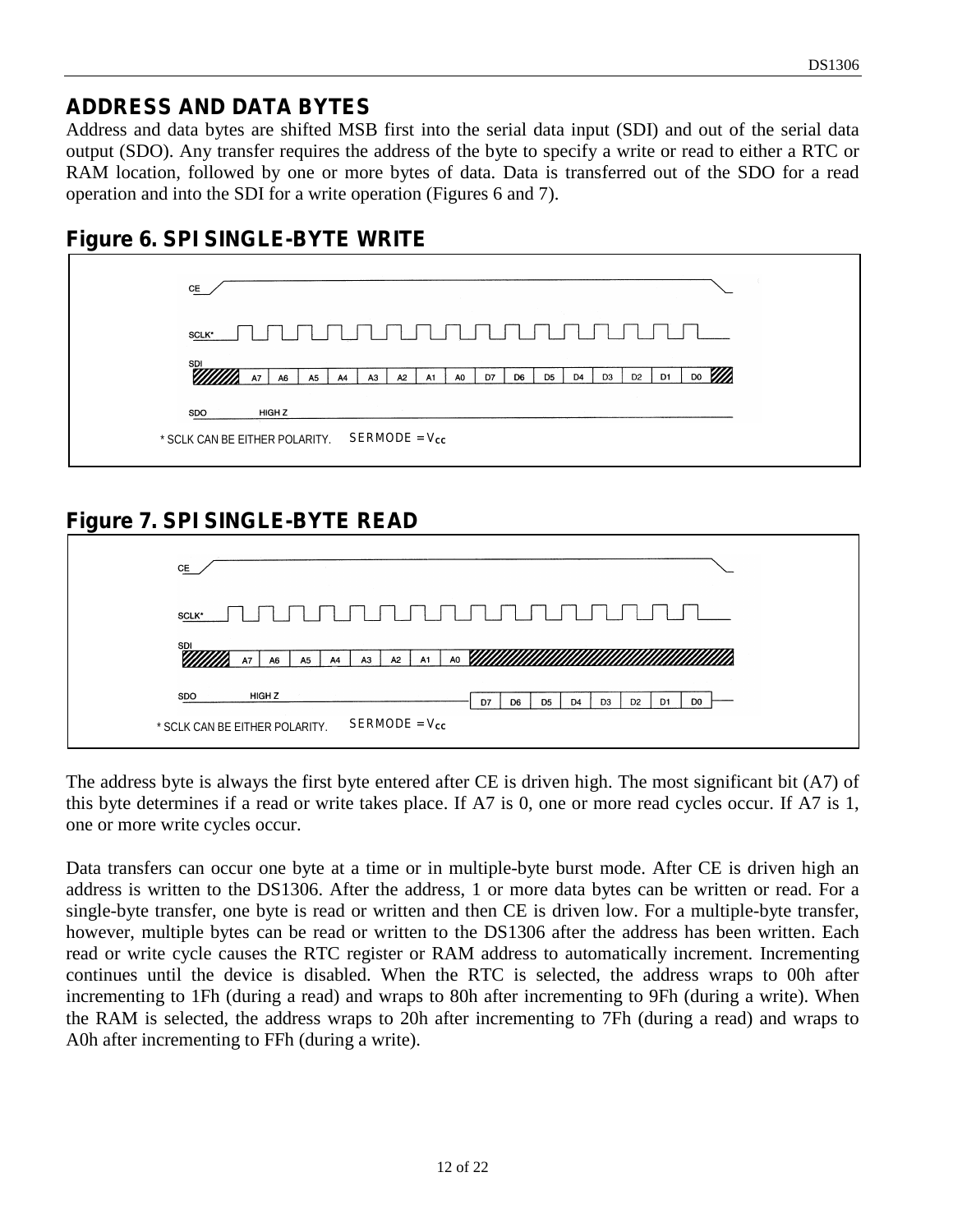## ADDRESS AND DATA BYTES

Address and data bytes are shifted MSB first into the serial data input (SDI) and out of the serial data output (SDO). Any transfer requires the address of the byte to specify a write or read to either a RTC or RAM location, followed by one or more bytes of data. Data is transferred out of the SDO for a read operation and into the SDI for a write operation (Figures 6 and 7).

## Figure 6. SPI SINGLE-BYTE WRITE

CE

SCLK*

SDI A7 A6 A5 A4 A3 A2 A1 A0 D7 D6 D5 D4 D3 D2 D1 D0

SDO HIGH Z

* SCLK CAN BE EITHER POLARITY. SERMODE = $V_{CC}$

## Figure 7. SPI SINGLE-BYTE READ

CE

SCLK*

SDI A7 A6 A5 A4 A3 A2 A1 A0

SDO HIGH Z D7 D6 D5 D4 D3 D2 D1 D0

* SCLK CAN BE EITHER POLARITY. SERMODE = $V_{CC}$

The address byte is always the first byte entered after CE is driven high. The most significant bit (A7) of this byte determines if a read or write takes place. If A7 is 0, one or more read cycles occur. If A7 is 1, one or more write cycles occur.

Data transfers can occur one byte at a time or in multiple-byte burst mode. After CE is driven high an address is written to the DS1306. After the address, 1 or more data bytes can be written or read. For a single-byte transfer, one byte is read or written and then CE is driven low. For a multiple-byte transfer, however, multiple bytes can be read or written to the DS1306 after the address has been written. Each read or write cycle causes the RTC register or RAM address to automatically increment. Incrementing continues until the device is disabled. When the RTC is selected, the address wraps to 00h after incrementing to 1Fh (during a read) and wraps to 80h after incrementing to 9Fh (during a write). When the RAM is selected, the address wraps to 20h after incrementing to 7Fh (during a read) and wraps to A0h after incrementing to FFh (during a write).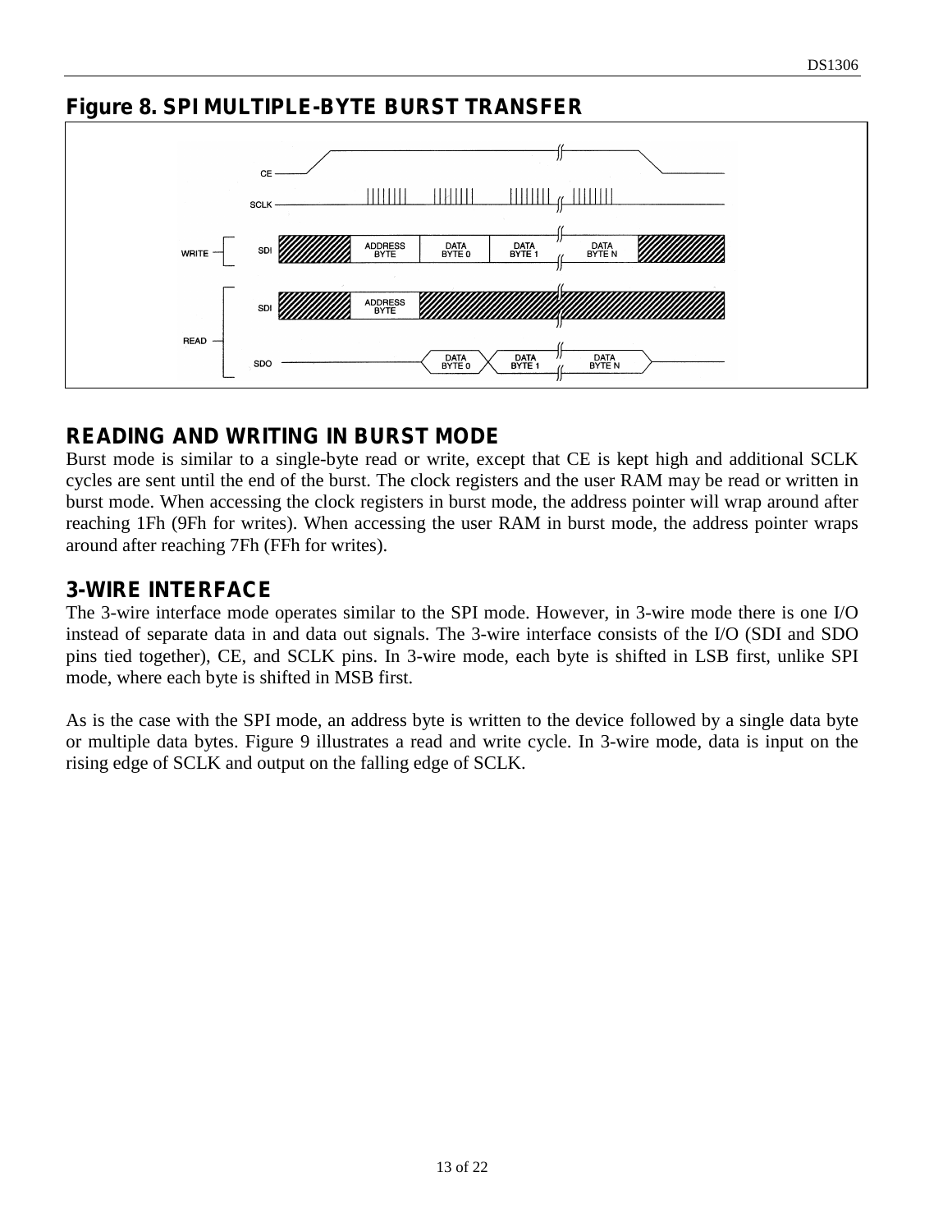**Figure 8. SPI MULTIPLE-BYTE BURST TRANSFER**

## READING AND WRITING IN BURST MODE

Burst mode is similar to a single-byte read or write, except that CE is kept high and additional SCLK cycles are sent until the end of the burst. The clock registers and the user RAM may be read or written in burst mode. When accessing the clock registers in burst mode, the address pointer will wrap around after reaching 1Fh (9Fh for writes). When accessing the user RAM in burst mode, the address pointer wraps around after reaching 7Fh (FFh for writes).

## 3-WIRE INTERFACE

The 3-wire interface mode operates similar to the SPI mode. However, in 3-wire mode there is one I/O instead of separate data in and data out signals. The 3-wire interface consists of the I/O (SDI and SDO pins tied together), CE, and SCLK pins. In 3-wire mode, each byte is shifted in LSB first, unlike SPI mode, where each byte is shifted in MSB first.

As is the case with the SPI mode, an address byte is written to the device followed by a single data byte or multiple data bytes. Figure 9 illustrates a read and write cycle. In 3-wire mode, data is input on the rising edge of SCLK and output on the falling edge of SCLK.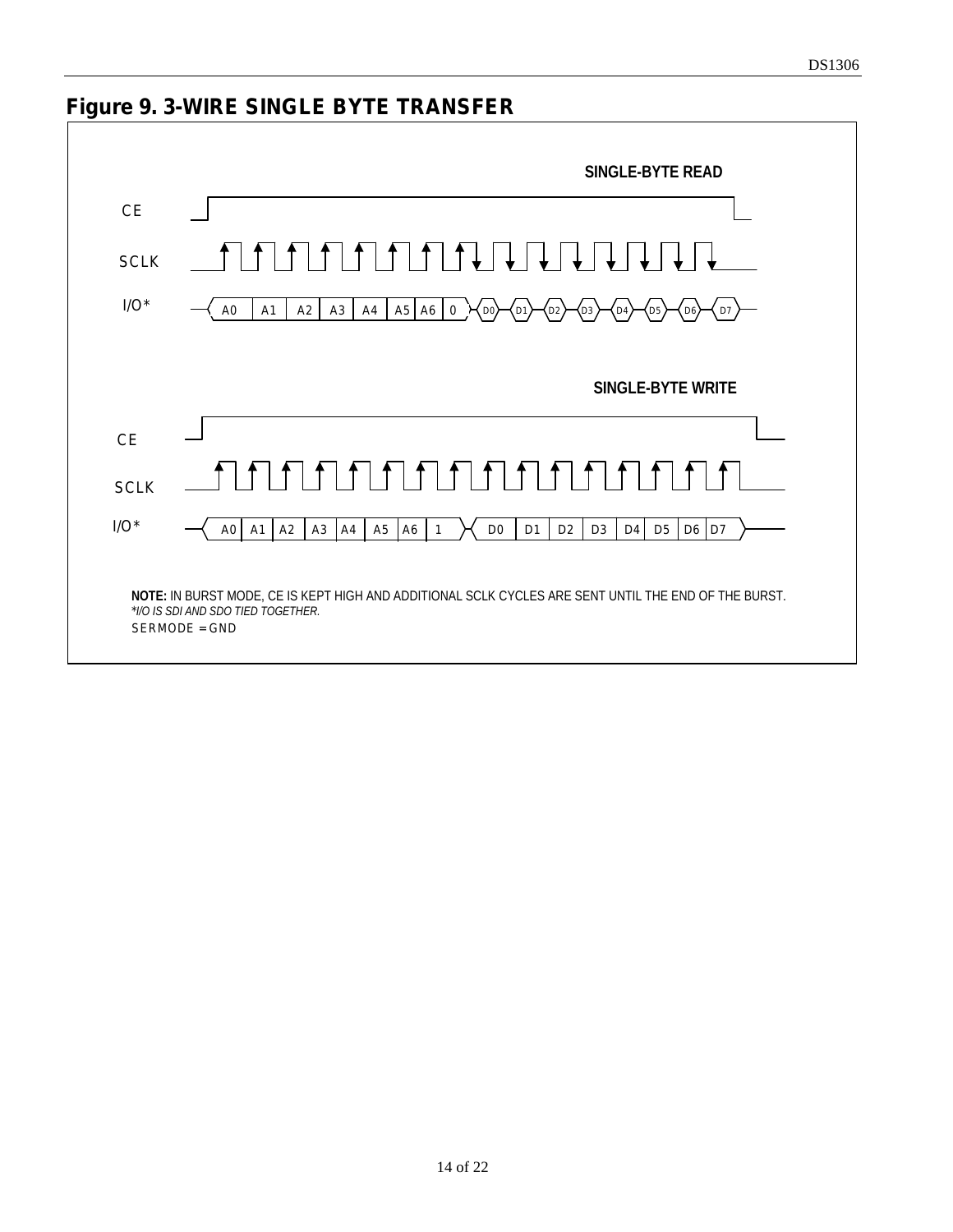## Figure 9. 3-WIRE SINGLE BYTE TRANSFER

SINGLE-BYTE READ

CE

SCLK

I/O*  A0 A1 A2 A3 A4 A5 A6 0 D0 D1 D2 D3 D4 D5 D6 D7

SINGLE-BYTE WRITE

CE

SCLK

I/O*  A0 A1 A2 A3 A4 A5 A6 1 D0 D1 D2 D3 D4 D5 D6 D7

**NOTE:** IN BURST MODE, CE IS KEPT HIGH AND ADDITIONAL SCLK CYCLES ARE SENT UNTIL THE END OF THE BURST.
*\*I/O IS SDI AND SDO TIED TOGETHER.*
SERMODE = GND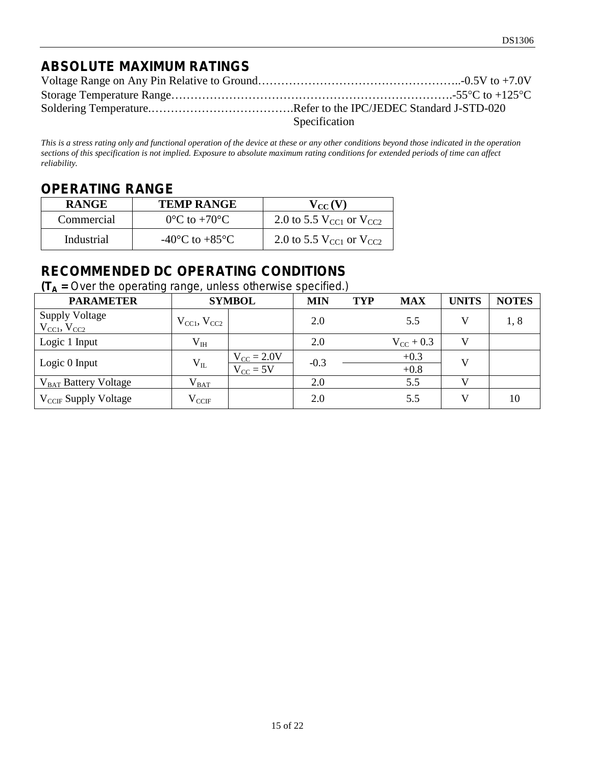## ABSOLUTE MAXIMUM RATINGS

Voltage Range on Any Pin Relative to Ground……………………………………………..-0.5V to +7.0V
Storage Temperature Range……………………………………………………………….-55°C to +125°C
Soldering Temperature.……………………………….Refer to the IPC/JEDEC Standard J-STD-020 Specification

*This is a stress rating only and functional operation of the device at these or any other conditions beyond those indicated in the operation sections of this specification is not implied. Exposure to absolute maximum rating conditions for extended periods of time can affect reliability.*

## OPERATING RANGE

| RANGE | TEMP RANGE | $V_{CC}$ (V) |
|---|---|---|
| Commercial | 0°C to +70°C | 2.0 to 5.5 $V_{CC1}$ or $V_{CC2}$ |
| Industrial | -40°C to +85°C | 2.0 to 5.5 $V_{CC1}$ or $V_{CC2}$ |

## RECOMMENDED DC OPERATING CONDITIONS

**($T_A$ =** Over the operating range, unless otherwise specified.)

| PARAMETER | SYMBOL | | MIN | TYP | MAX | UNITS | NOTES |
|---|---|---|---|---|---|---|---|
| Supply Voltage $V_{CC1}$, $V_{CC2}$ | $V_{CC1}$, $V_{CC2}$ | | 2.0 | | 5.5 | V | 1, 8 |
| Logic 1 Input | $V_{IH}$ | | 2.0 | | $V_{CC}$ + 0.3 | V | |
| Logic 0 Input | $V_{IL}$ | $V_{CC}$ = 2.0V | -0.3 | | +0.3 | V | |
| | | $V_{CC}$ = 5V | | | +0.8 | | |
| $V_{BAT}$ Battery Voltage | $V_{BAT}$ | | 2.0 | | 5.5 | V | |
| $V_{CCIF}$ Supply Voltage | $V_{CCIF}$ | | 2.0 | | 5.5 | V | 10 |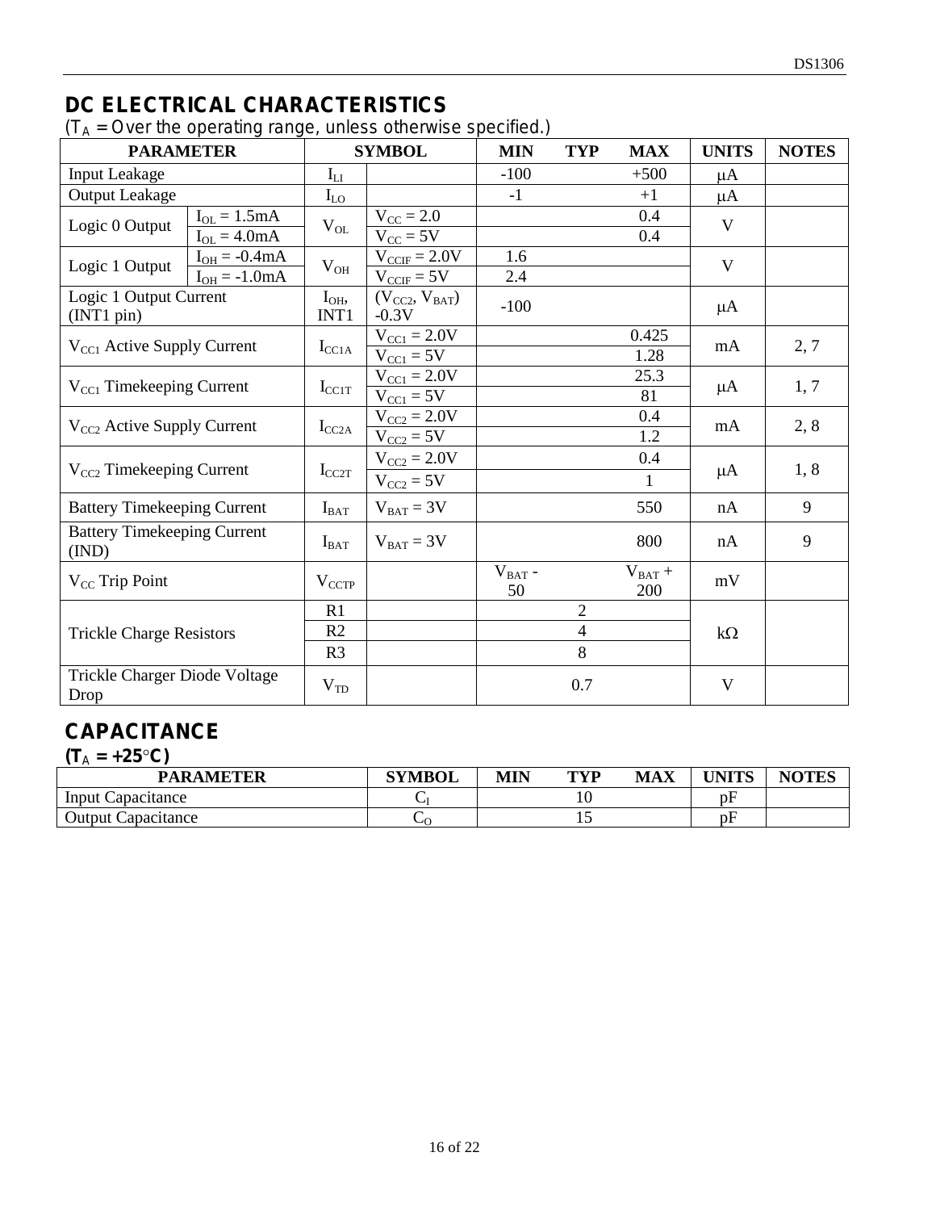## DC ELECTRICAL CHARACTERISTICS

($T_A$ = Over the operating range, unless otherwise specified.)

| PARAMETER | | SYMBOL | | MIN | TYP | MAX | UNITS | NOTES |
|---|---|---|---|---|---|---|---|---|
| Input Leakage | | $I_{LI}$ | | -100 | | +500 | µA | |
| Output Leakage | | $I_{LO}$ | | -1 | | +1 | µA | |
| Logic 0 Output | $I_{OL}$ = 1.5mA | $V_{OL}$ | $V_{CC}$ = 2.0 | | | 0.4 | V | |
| | $I_{OL}$ = 4.0mA | | $V_{CC}$ = 5V | | | 0.4 | | |
| Logic 1 Output | $I_{OH}$ = -0.4mA | $V_{OH}$ | $V_{CCIF}$ = 2.0V | 1.6 | | | V | |
| | $I_{OH}$ = -1.0mA | | $V_{CCIF}$ = 5V | 2.4 | | | | |
| Logic 1 Output Current (INT1 pin) | | $I_{OH}$, INT1 | ($V_{CC2}$, $V_{BAT}$) -0.3V | -100 | | | µA | |
| $V_{CC1}$ Active Supply Current | | $I_{CC1A}$ | $V_{CC1}$ = 2.0V | | | 0.425 | mA | 2, 7 |
| | | | $V_{CC1}$ = 5V | | | 1.28 | | |
| $V_{CC1}$ Timekeeping Current | | $I_{CC1T}$ | $V_{CC1}$ = 2.0V | | | 25.3 | µA | 1, 7 |
| | | | $V_{CC1}$ = 5V | | | 81 | | |
| $V_{CC2}$ Active Supply Current | | $I_{CC2A}$ | $V_{CC2}$ = 2.0V | | | 0.4 | mA | 2, 8 |
| | | | $V_{CC2}$ = 5V | | | 1.2 | | |
| $V_{CC2}$ Timekeeping Current | | $I_{CC2T}$ | $V_{CC2}$ = 2.0V | | | 0.4 | µA | 1, 8 |
| | | | $V_{CC2}$ = 5V | | | 1 | | |
| Battery Timekeeping Current | | $I_{BAT}$ | $V_{BAT}$ = 3V | | | 550 | nA | 9 |
| Battery Timekeeping Current (IND) | | $I_{BAT}$ | $V_{BAT}$ = 3V | | | 800 | nA | 9 |
| $V_{CC}$ Trip Point | | $V_{CCTP}$ | | $V_{BAT}$ - 50 | | $V_{BAT}$ + 200 | mV | |
| Trickle Charge Resistors | | R1 | | | 2 | | kΩ | |
| | | R2 | | | 4 | | | |
| | | R3 | | | 8 | | | |
| Trickle Charger Diode Voltage Drop | | $V_{TD}$ | | | 0.7 | | V | |

## CAPACITANCE

**($T_A$ = +25°C)**

| PARAMETER | SYMBOL | MIN | TYP | MAX | UNITS | NOTES |
|---|---|---|---|---|---|---|
| Input Capacitance | $C_I$ | | 10 | | pF | |
| Output Capacitance | $C_O$ | | 15 | | pF | |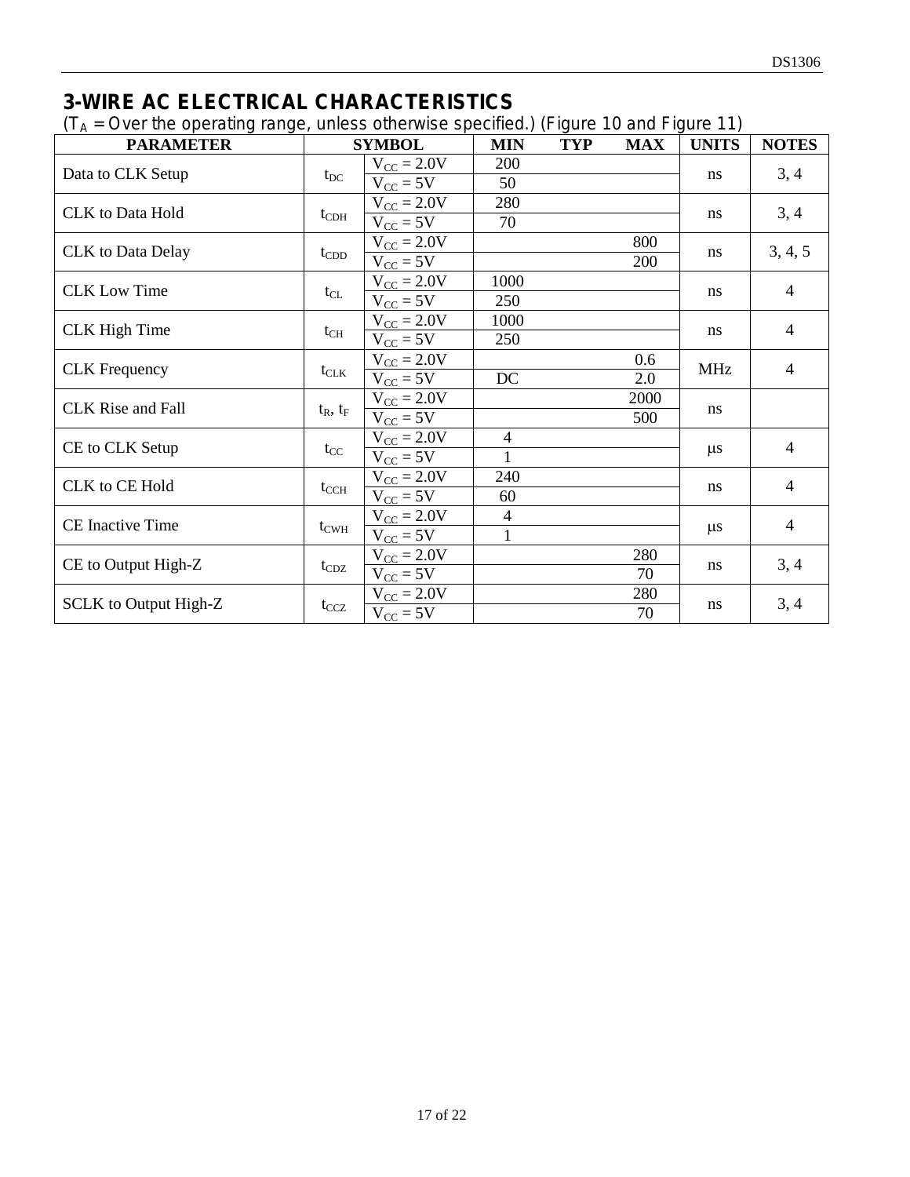## 3-WIRE AC ELECTRICAL CHARACTERISTICS

($T_A$ = Over the operating range, unless otherwise specified.) (Figure 10 and Figure 11)

| PARAMETER | SYMBOL | | MIN | TYP | MAX | UNITS | NOTES |
|---|---|---|---|---|---|---|---|
| Data to CLK Setup | $t_{DC}$ | $V_{CC}$ = 2.0V | 200 | | | ns | 3, 4 |
| | | $V_{CC}$ = 5V | 50 | | | | |
| CLK to Data Hold | $t_{CDH}$ | $V_{CC}$ = 2.0V | 280 | | | ns | 3, 4 |
| | | $V_{CC}$ = 5V | 70 | | | | |
| CLK to Data Delay | $t_{CDD}$ | $V_{CC}$ = 2.0V | | | 800 | ns | 3, 4, 5 |
| | | $V_{CC}$ = 5V | | | 200 | | |
| CLK Low Time | $t_{CL}$ | $V_{CC}$ = 2.0V | 1000 | | | ns | 4 |
| | | $V_{CC}$ = 5V | 250 | | | | |
| CLK High Time | $t_{CH}$ | $V_{CC}$ = 2.0V | 1000 | | | ns | 4 |
| | | $V_{CC}$ = 5V | 250 | | | | |
| CLK Frequency | $t_{CLK}$ | $V_{CC}$ = 2.0V | | | 0.6 | MHz | 4 |
| | | $V_{CC}$ = 5V | DC | | 2.0 | | |
| CLK Rise and Fall | $t_R$, $t_F$ | $V_{CC}$ = 2.0V | | | 2000 | ns | |
| | | $V_{CC}$ = 5V | | | 500 | | |
| CE to CLK Setup | $t_{CC}$ | $V_{CC}$ = 2.0V | 4 | | | μs | 4 |
| | | $V_{CC}$ = 5V | 1 | | | | |
| CLK to CE Hold | $t_{CCH}$ | $V_{CC}$ = 2.0V | 240 | | | ns | 4 |
| | | $V_{CC}$ = 5V | 60 | | | | |
| CE Inactive Time | $t_{CWH}$ | $V_{CC}$ = 2.0V | 4 | | | μs | 4 |
| | | $V_{CC}$ = 5V | 1 | | | | |
| CE to Output High-Z | $t_{CDZ}$ | $V_{CC}$ = 2.0V | | | 280 | ns | 3, 4 |
| | | $V_{CC}$ = 5V | | | 70 | | |
| SCLK to Output High-Z | $t_{CCZ}$ | $V_{CC}$ = 2.0V | | | 280 | ns | 3, 4 |
| | | $V_{CC}$ = 5V | | | 70 | | |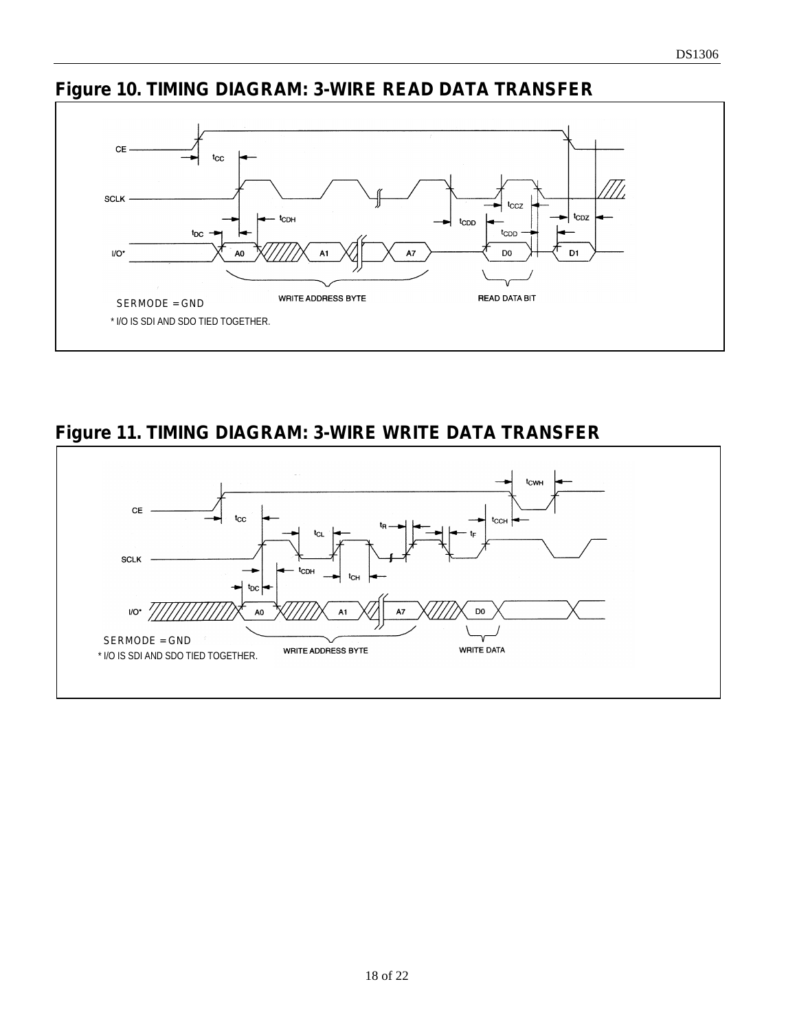## Figure 10. TIMING DIAGRAM: 3-WIRE READ DATA TRANSFER

SERMODE = GND

* I/O IS SDI AND SDO TIED TOGETHER.

## Figure 11. TIMING DIAGRAM: 3-WIRE WRITE DATA TRANSFER

SERMODE = GND

* I/O IS SDI AND SDO TIED TOGETHER.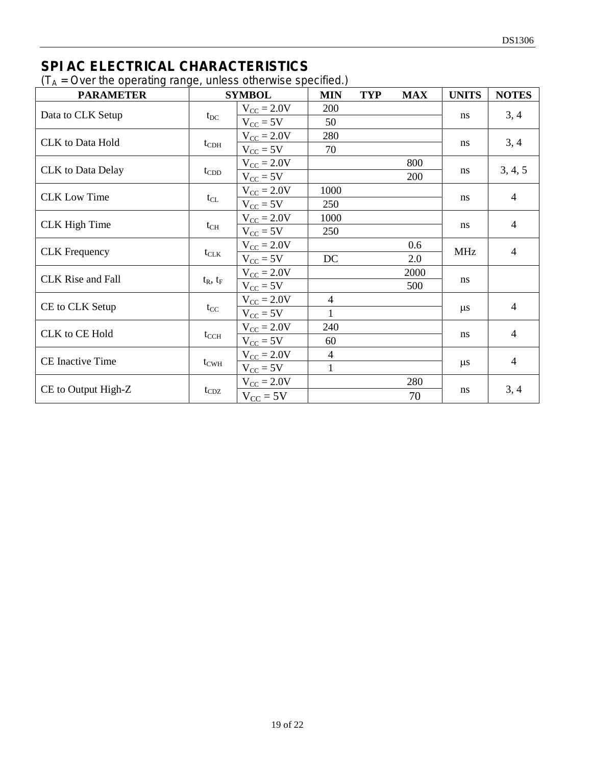## SPI AC ELECTRICAL CHARACTERISTICS

($T_A$ = Over the operating range, unless otherwise specified.)

| PARAMETER | SYMBOL | | MIN | TYP | MAX | UNITS | NOTES |
|---|---|---|---|---|---|---|---|
| Data to CLK Setup | $t_{DC}$ | $V_{CC}$ = 2.0V | 200 | | | ns | 3, 4 |
| | | $V_{CC}$ = 5V | 50 | | | | |
| CLK to Data Hold | $t_{CDH}$ | $V_{CC}$ = 2.0V | 280 | | | ns | 3, 4 |
| | | $V_{CC}$ = 5V | 70 | | | | |
| CLK to Data Delay | $t_{CDD}$ | $V_{CC}$ = 2.0V | | | 800 | ns | 3, 4, 5 |
| | | $V_{CC}$ = 5V | | | 200 | | |
| CLK Low Time | $t_{CL}$ | $V_{CC}$ = 2.0V | 1000 | | | ns | 4 |
| | | $V_{CC}$ = 5V | 250 | | | | |
| CLK High Time | $t_{CH}$ | $V_{CC}$ = 2.0V | 1000 | | | ns | 4 |
| | | $V_{CC}$ = 5V | 250 | | | | |
| CLK Frequency | $t_{CLK}$ | $V_{CC}$ = 2.0V | | | 0.6 | MHz | 4 |
| | | $V_{CC}$ = 5V | DC | | 2.0 | | |
| CLK Rise and Fall | $t_R$, $t_F$ | $V_{CC}$ = 2.0V | | | 2000 | ns | |
| | | $V_{CC}$ = 5V | | | 500 | | |
| CE to CLK Setup | $t_{CC}$ | $V_{CC}$ = 2.0V | 4 | | | μs | 4 |
| | | $V_{CC}$ = 5V | 1 | | | | |
| CLK to CE Hold | $t_{CCH}$ | $V_{CC}$ = 2.0V | 240 | | | ns | 4 |
| | | $V_{CC}$ = 5V | 60 | | | | |
| CE Inactive Time | $t_{CWH}$ | $V_{CC}$ = 2.0V | 4 | | | μs | 4 |
| | | $V_{CC}$ = 5V | 1 | | | | |
| CE to Output High-Z | $t_{CDZ}$ | $V_{CC}$ = 2.0V | | | 280 | ns | 3, 4 |
| | | $V_{CC}$ = 5V | | | 70 | | |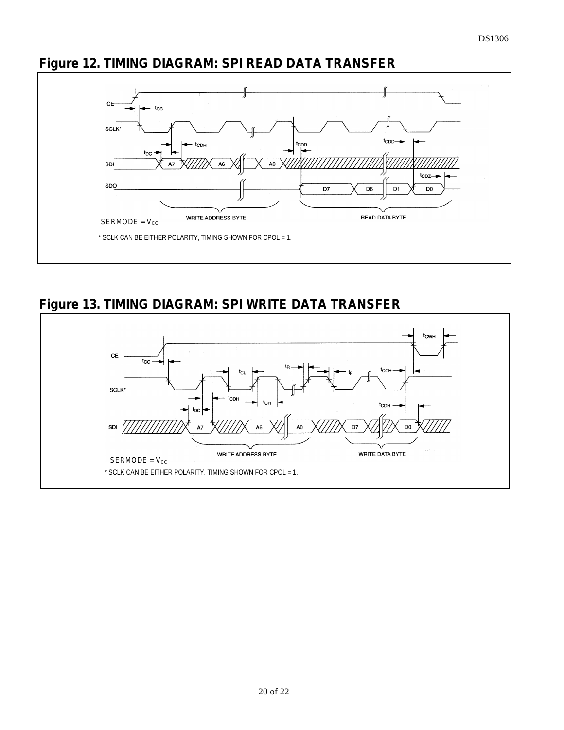## Figure 12. TIMING DIAGRAM: SPI READ DATA TRANSFER

SERMODE = $V_{CC}$

* SCLK CAN BE EITHER POLARITY, TIMING SHOWN FOR CPOL = 1.

## Figure 13. TIMING DIAGRAM: SPI WRITE DATA TRANSFER

SERMODE = $V_{CC}$

* SCLK CAN BE EITHER POLARITY, TIMING SHOWN FOR CPOL = 1.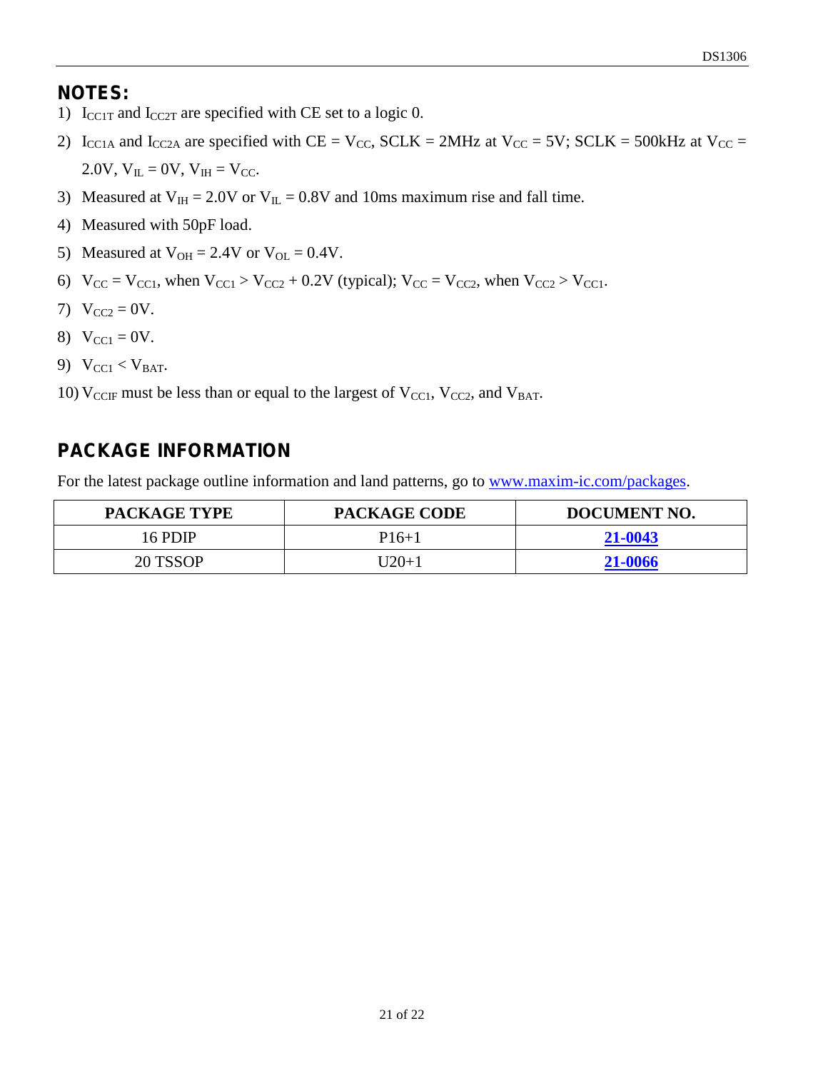## NOTES:

1) $I_{CC1T}$ and $I_{CC2T}$ are specified with CE set to a logic 0.
2) $I_{CC1A}$ and $I_{CC2A}$ are specified with CE = $V_{CC}$, SCLK = 2MHz at $V_{CC}$ = 5V; SCLK = 500kHz at $V_{CC}$ = 2.0V, $V_{IL}$ = 0V, $V_{IH}$ = $V_{CC}$.
3) Measured at $V_{IH}$ = 2.0V or $V_{IL}$ = 0.8V and 10ms maximum rise and fall time.
4) Measured with 50pF load.
5) Measured at $V_{OH}$ = 2.4V or $V_{OL}$ = 0.4V.
6) $V_{CC} = V_{CC1}$, when $V_{CC1} > V_{CC2}$ + 0.2V (typical); $V_{CC} = V_{CC2}$, when $V_{CC2} > V_{CC1}$.
7) $V_{CC2}$ = 0V.
8) $V_{CC1}$ = 0V.
9) $V_{CC1} < V_{BAT}$.
10) $V_{CCIF}$ must be less than or equal to the largest of $V_{CC1}$, $V_{CC2}$, and $V_{BAT}$.

## PACKAGE INFORMATION

For the latest package outline information and land patterns, go to www.maxim-ic.com/packages.

| PACKAGE TYPE | PACKAGE CODE | DOCUMENT NO. |
|---|---|---|
| 16 PDIP | P16+1 | **21-0043** |
| 20 TSSOP | U20+1 | **21-0066** |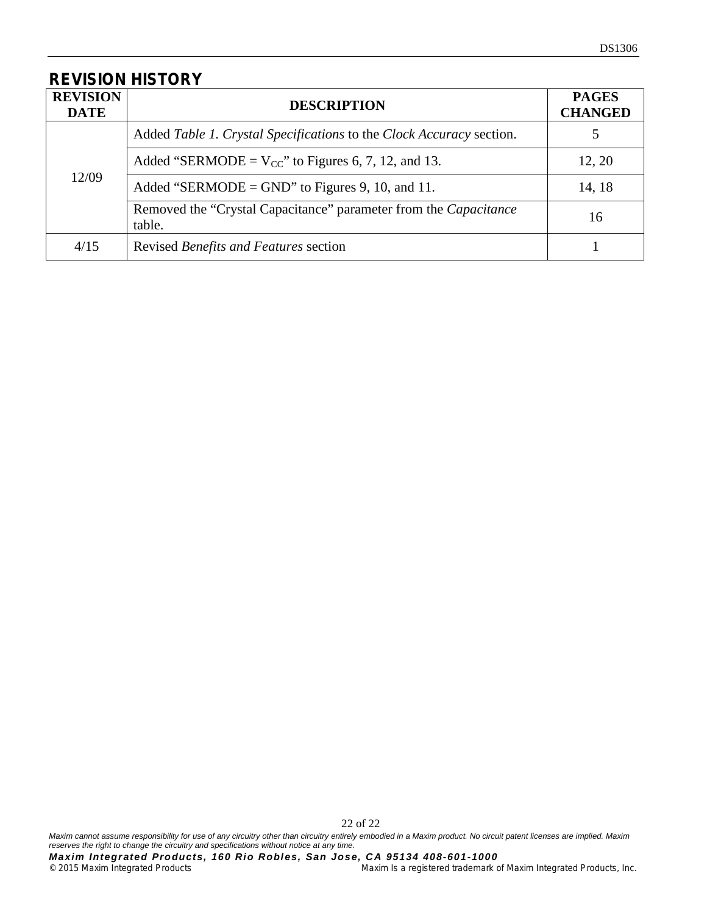## REVISION HISTORY

| REVISION DATE | DESCRIPTION | PAGES CHANGED |
|---|---|---|
| 12/09 | Added *Table 1. Crystal Specifications* to the *Clock Accuracy* section. | 5 |
| | Added "SERMODE = $V_{CC}$" to Figures 6, 7, 12, and 13. | 12, 20 |
| | Added "SERMODE = GND" to Figures 9, 10, and 11. | 14, 18 |
| | Removed the "Crystal Capacitance" parameter from the *Capacitance* table. | 16 |
| 4/15 | Revised *Benefits and Features* section | 1 |

*Maxim cannot assume responsibility for use of any circuitry other than circuitry entirely embodied in a Maxim product. No circuit patent licenses are implied. Maxim reserves the right to change the circuitry and specifications without notice at any time.*

***Maxim Integrated Products, 160 Rio Robles, San Jose, CA 95134 408-601-1000***

© 2015 Maxim Integrated Products    Maxim Is a registered trademark of Maxim Integrated Products, Inc.